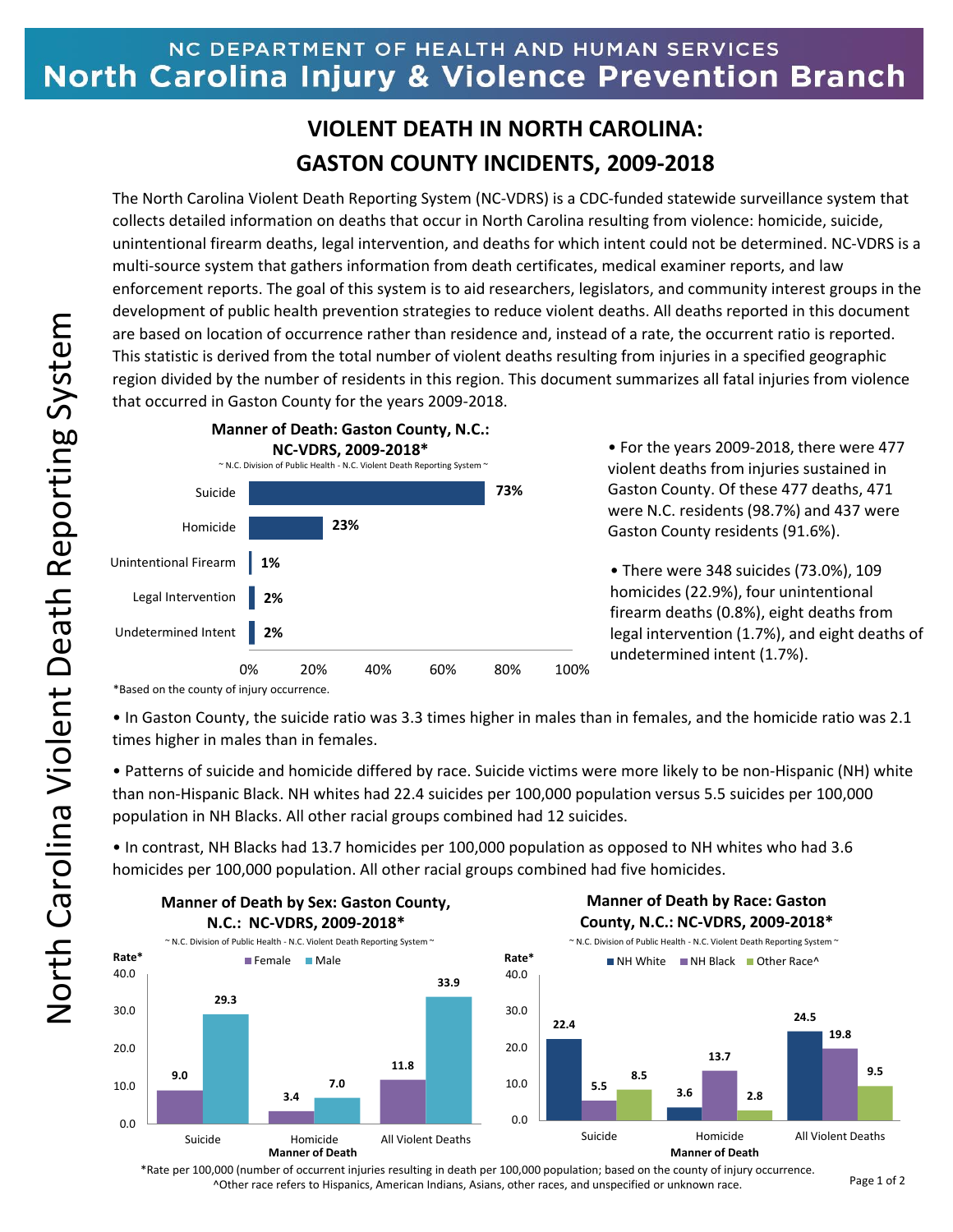# VIOLENT DEATH IN NORTH CAROLINA: GASTON COUNTY INCIDENTS, 2009-2018

The North Carolina Violent Death Reporting System (NC-VDRS) is a CDC-funded statewide surveillance system that collects detailed information on deaths that occur in North Carolina resulting from violence: homicide, suicide, unintentional firearm deaths, legal intervention, and deaths for which intent could not be determined. NC-VDRS is a multi-source system that gathers information from death certificates, medical examiner reports, and law enforcement reports. The goal of this system is to aid researchers, legislators, and community interest groups in the development of public health prevention strategies to reduce violent deaths. All deaths reported in this document are based on location of occurrence rather than residence and, instead of a rate, the occurrent ratio is reported. This statistic is derived from the total number of violent deaths resulting from injuries in a specified geographic region divided by the number of residents in this region. This document summarizes all fatal injuries from violence that occurred in Gaston County for the years 2009-2018.

**Manner of Death: Gaston County, N.C.: NC-VDRS, 2009-2018***

~ N.C. Division of Public Health - N.C. Violent Death Reporting System ~

| Manner of Death | Percent |
|---|---|
| Suicide | 73% |
| Homicide | 23% |
| Unintentional Firearm | 1% |
| Legal Intervention | 2% |
| Undetermined Intent | 2% |

*Based on the county of injury occurrence.

- For the years 2009-2018, there were 477 violent deaths from injuries sustained in Gaston County. Of these 477 deaths, 471 were N.C. residents (98.7%) and 437 were Gaston County residents (91.6%).
- There were 348 suicides (73.0%), 109 homicides (22.9%), four unintentional firearm deaths (0.8%), eight deaths from legal intervention (1.7%), and eight deaths of undetermined intent (1.7%).
- In Gaston County, the suicide ratio was 3.3 times higher in males than in females, and the homicide ratio was 2.1 times higher in males than in females.
- Patterns of suicide and homicide differed by race. Suicide victims were more likely to be non-Hispanic (NH) white than non-Hispanic Black. NH whites had 22.4 suicides per 100,000 population versus 5.5 suicides per 100,000 population in NH Blacks. All other racial groups combined had 12 suicides.
- In contrast, NH Blacks had 13.7 homicides per 100,000 population as opposed to NH whites who had 3.6 homicides per 100,000 population. All other racial groups combined had five homicides.

**Manner of Death by Sex: Gaston County, N.C.: NC-VDRS, 2009-2018***

~ N.C. Division of Public Health - N.C. Violent Death Reporting System ~

| Manner of Death | Female (Rate*) | Male (Rate*) |
|---|---|---|
| Suicide | 9.0 | 29.3 |
| Homicide | 3.4 | 7.0 |
| All Violent Deaths | 11.8 | 33.9 |

**Manner of Death by Race: Gaston County, N.C.: NC-VDRS, 2009-2018***

~ N.C. Division of Public Health - N.C. Violent Death Reporting System ~

| Manner of Death | NH White (Rate*) | NH Black (Rate*) | Other Race^ (Rate*) |
|---|---|---|---|
| Suicide | 22.4 | 5.5 | 8.5 |
| Homicide | 3.6 | 13.7 | 2.8 |
| All Violent Deaths | 24.5 | 19.8 | 9.5 |

*Rate per 100,000 (number of occurrent injuries resulting in death per 100,000 population; based on the county of injury occurrence.

^Other race refers to Hispanics, American Indians, Asians, other races, and unspecified or unknown race.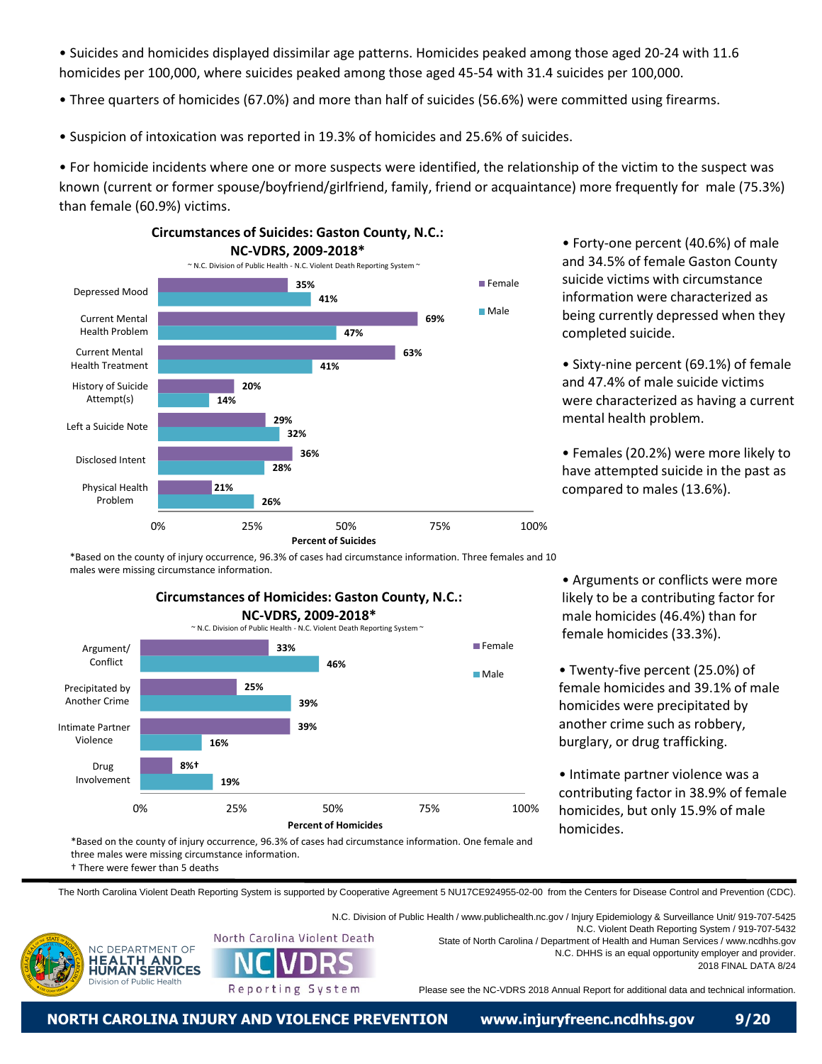- Suicides and homicides displayed dissimilar age patterns. Homicides peaked among those aged 20-24 with 11.6 homicides per 100,000, where suicides peaked among those aged 45-54 with 31.4 suicides per 100,000.
- Three quarters of homicides (67.0%) and more than half of suicides (56.6%) were committed using firearms.
- Suspicion of intoxication was reported in 19.3% of homicides and 25.6% of suicides.
- For homicide incidents where one or more suspects were identified, the relationship of the victim to the suspect was known (current or former spouse/boyfriend/girlfriend, family, friend or acquaintance) more frequently for male (75.3%) than female (60.9%) victims.

**Circumstances of Suicides: Gaston County, N.C.: NC-VDRS, 2009-2018***

~ N.C. Division of Public Health - N.C. Violent Death Reporting System ~

Female
Male

Depressed Mood: 35% / 41%
Current Mental Health Problem: 69% / 47%
Current Mental Health Treatment: 63% / 41%
History of Suicide Attempt(s): 20% / 14%
Left a Suicide Note: 29% / 32%
Disclosed Intent: 36% / 28%
Physical Health Problem: 21% / 26%

0% 25% 50% 75% 100%
Percent of Suicides

*Based on the county of injury occurrence, 96.3% of cases had circumstance information. Three females and 10 males were missing circumstance information.

- Forty-one percent (40.6%) of male and 34.5% of female Gaston County suicide victims with circumstance information were characterized as being currently depressed when they completed suicide.
- Sixty-nine percent (69.1%) of female and 47.4% of male suicide victims were characterized as having a current mental health problem.
- Females (20.2%) were more likely to have attempted suicide in the past as compared to males (13.6%).

**Circumstances of Homicides: Gaston County, N.C.: NC-VDRS, 2009-2018***

~ N.C. Division of Public Health - N.C. Violent Death Reporting System ~

Female
Male

Argument/ Conflict: 33% / 46%
Precipitated by Another Crime: 25% / 39%
Intimate Partner Violence: 39% / 16%
Drug Involvement: 8%† / 19%

0% 25% 50% 75% 100%
Percent of Homicides

*Based on the county of injury occurrence, 96.3% of cases had circumstance information. One female and three males were missing circumstance information.
† There were fewer than 5 deaths

- Arguments or conflicts were more likely to be a contributing factor for male homicides (46.4%) than for female homicides (33.3%).
- Twenty-five percent (25.0%) of female homicides and 39.1% of male homicides were precipitated by another crime such as robbery, burglary, or drug trafficking.
- Intimate partner violence was a contributing factor in 38.9% of female homicides, but only 15.9% of male homicides.

The North Carolina Violent Death Reporting System is supported by Cooperative Agreement 5 NU17CE924955-02-00 from the Centers for Disease Control and Prevention (CDC).

N.C. Division of Public Health / www.publichealth.nc.gov / Injury Epidemiology & Surveillance Unit/ 919-707-5425
N.C. Violent Death Reporting System / 919-707-5432
State of North Carolina / Department of Health and Human Services / www.ncdhhs.gov
N.C. DHHS is an equal opportunity employer and provider.
2018 FINAL DATA 8/24

NC DEPARTMENT OF HEALTH AND HUMAN SERVICES Division of Public Health

North Carolina Violent Death NC VDRS Reporting System

Please see the NC-VDRS 2018 Annual Report for additional data and technical information.